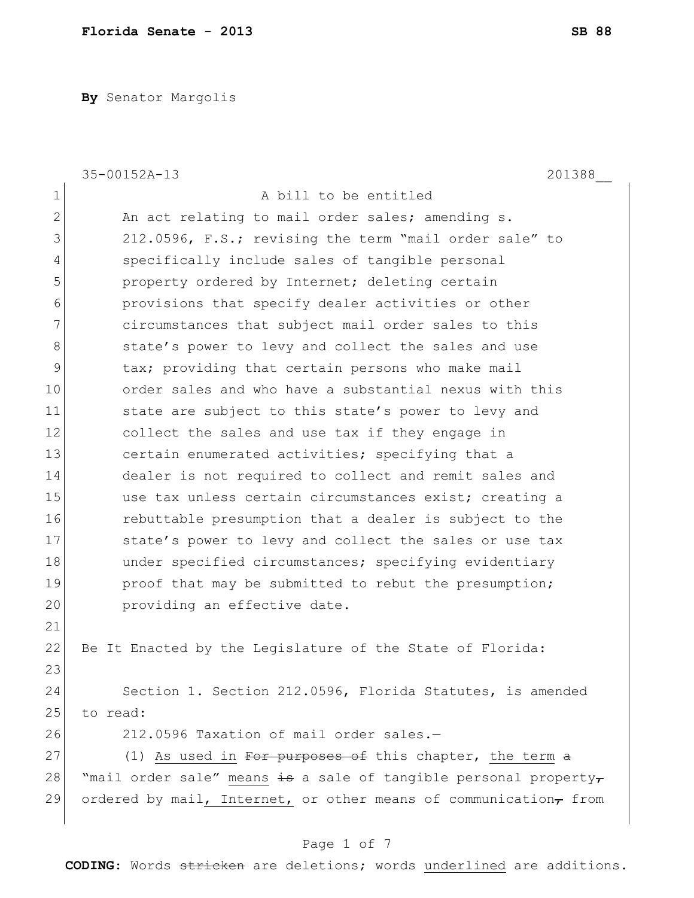**Florida Senate** - **2013** **SB 88**

**By** Senator Margolis

35-00152A-13 201388__

1 A bill to be entitled
2 An act relating to mail order sales; amending s.
3 212.0596, F.S.; revising the term "mail order sale" to
4 specifically include sales of tangible personal
5 property ordered by Internet; deleting certain
6 provisions that specify dealer activities or other
7 circumstances that subject mail order sales to this
8 state's power to levy and collect the sales and use
9 tax; providing that certain persons who make mail
10 order sales and who have a substantial nexus with this
11 state are subject to this state's power to levy and
12 collect the sales and use tax if they engage in
13 certain enumerated activities; specifying that a
14 dealer is not required to collect and remit sales and
15 use tax unless certain circumstances exist; creating a
16 rebuttable presumption that a dealer is subject to the
17 state's power to levy and collect the sales or use tax
18 under specified circumstances; specifying evidentiary
19 proof that may be submitted to rebut the presumption;
20 providing an effective date.
21
22 Be It Enacted by the Legislature of the State of Florida:
23
24 Section 1. Section 212.0596, Florida Statutes, is amended
25 to read:
26 212.0596 Taxation of mail order sales.—
27 (1) <u>As used in</u> ~~For purposes of~~ this chapter, <u>the term</u> ~~a~~
28 "mail order sale" <u>means</u> ~~is~~ a sale of tangible personal property~~,~~
29 ordered by mail<u>, Internet,</u> or other means of communication~~,~~ from

**CODING:** Words ~~stricken~~ are deletions; words <u>underlined</u> are additions.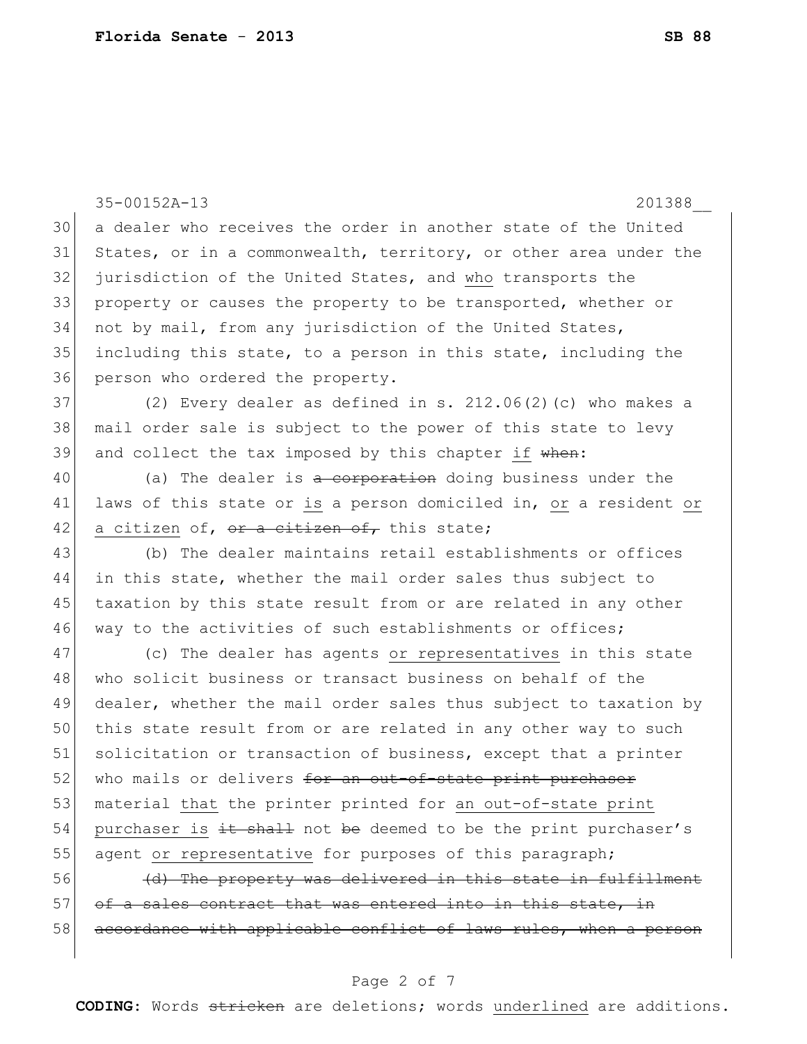35-00152A-13 201388__

30 a dealer who receives the order in another state of the United
31 States, or in a commonwealth, territory, or other area under the
32 jurisdiction of the United States, and <u>who</u> transports the
33 property or causes the property to be transported, whether or
34 not by mail, from any jurisdiction of the United States,
35 including this state, to a person in this state, including the
36 person who ordered the property.

37 (2) Every dealer as defined in s. 212.06(2)(c) who makes a
38 mail order sale is subject to the power of this state to levy
39 and collect the tax imposed by this chapter <u>if</u> ~~when~~:

40 (a) The dealer is ~~a corporation~~ doing business under the
41 laws of this state or <u>is</u> a person domiciled in, <u>or</u> a resident <u>or</u>
42 <u>a citizen</u> of, ~~or a citizen of,~~ this state;

43 (b) The dealer maintains retail establishments or offices
44 in this state, whether the mail order sales thus subject to
45 taxation by this state result from or are related in any other
46 way to the activities of such establishments or offices;

47 (c) The dealer has agents <u>or representatives</u> in this state
48 who solicit business or transact business on behalf of the
49 dealer, whether the mail order sales thus subject to taxation by
50 this state result from or are related in any other way to such
51 solicitation or transaction of business, except that a printer
52 who mails or delivers ~~for an out-of-state print purchaser~~
53 material <u>that</u> the printer printed for <u>an out-of-state print</u>
54 <u>purchaser is</u> ~~it shall~~ not ~~be~~ deemed to be the print purchaser's
55 agent <u>or representative</u> for purposes of this paragraph;

56 ~~(d) The property was delivered in this state in fulfillment~~
57 ~~of a sales contract that was entered into in this state, in~~
58 ~~accordance with applicable conflict of laws rules, when a person~~

**CODING:** Words ~~stricken~~ are deletions; words <u>underlined</u> are additions.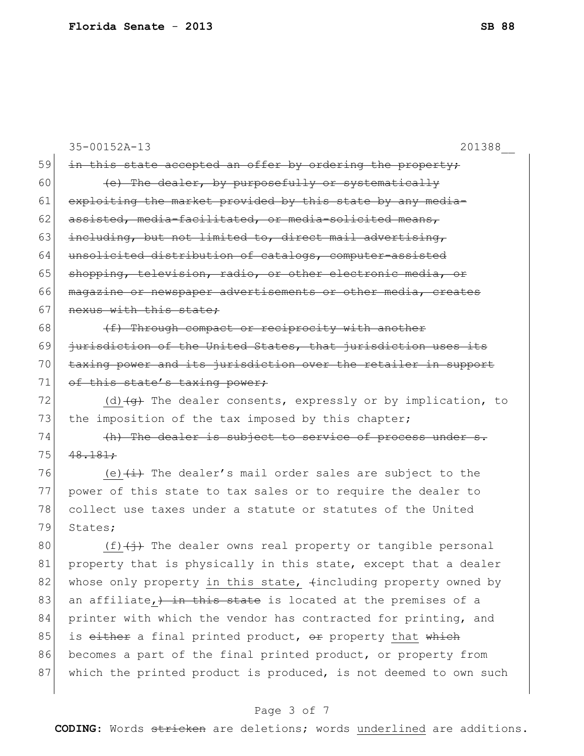35-00152A-13 201388__

59 ~~in this state accepted an offer by ordering the property;~~

60 ~~(e) The dealer, by purposefully or systematically~~
61 ~~exploiting the market provided by this state by any media-~~
62 ~~assisted, media-facilitated, or media-solicited means,~~
63 ~~including, but not limited to, direct mail advertising,~~
64 ~~unsolicited distribution of catalogs, computer-assisted~~
65 ~~shopping, television, radio, or other electronic media, or~~
66 ~~magazine or newspaper advertisements or other media, creates~~
67 ~~nexus with this state;~~

68 ~~(f) Through compact or reciprocity with another~~
69 ~~jurisdiction of the United States, that jurisdiction uses its~~
70 ~~taxing power and its jurisdiction over the retailer in support~~
71 ~~of this state's taxing power;~~

72 <u>(d)</u>~~(g)~~ The dealer consents, expressly or by implication, to
73 the imposition of the tax imposed by this chapter;

74 ~~(h) The dealer is subject to service of process under s.~~
75 ~~48.181;~~

76 <u>(e)</u>~~(i)~~ The dealer's mail order sales are subject to the
77 power of this state to tax sales or to require the dealer to
78 collect use taxes under a statute or statutes of the United
79 States;

80 <u>(f)</u>~~(j)~~ The dealer owns real property or tangible personal
81 property that is physically in this state, except that a dealer
82 whose only property <u>in this state,</u> ~~(~~including property owned by
83 an affiliate<u>,</u>~~) in this state~~ is located at the premises of a
84 printer with which the vendor has contracted for printing, and
85 is ~~either~~ a final printed product, ~~or~~ property <u>that</u> ~~which~~
86 becomes a part of the final printed product, or property from
87 which the printed product is produced, is not deemed to own such

CODING: Words ~~stricken~~ are deletions; words <u>underlined</u> are additions.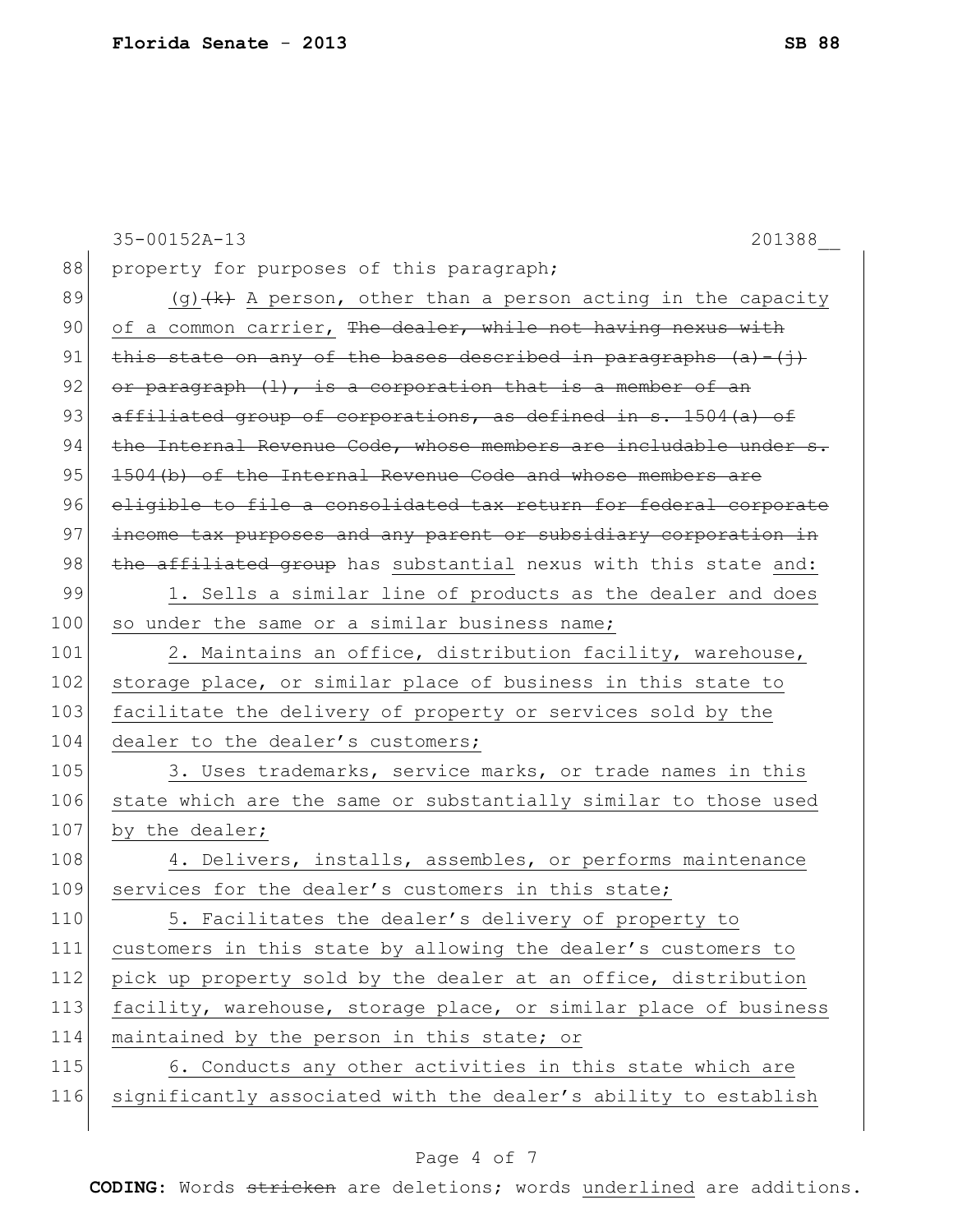property for purposes of this paragraph;

(g) ~~(k)~~ A person, other than a person acting in the capacity of a common carrier, ~~The dealer, while not having nexus with this state on any of the bases described in paragraphs (a)-(j) or paragraph (l), is a corporation that is a member of an affiliated group of corporations, as defined in s. 1504(a) of the Internal Revenue Code, whose members are includable under s. 1504(b) of the Internal Revenue Code and whose members are eligible to file a consolidated tax return for federal corporate income tax purposes and any parent or subsidiary corporation in the affiliated group~~ has substantial nexus with this state and:

1. Sells a similar line of products as the dealer and does so under the same or a similar business name;

2. Maintains an office, distribution facility, warehouse, storage place, or similar place of business in this state to facilitate the delivery of property or services sold by the dealer to the dealer's customers;

3. Uses trademarks, service marks, or trade names in this state which are the same or substantially similar to those used by the dealer;

4. Delivers, installs, assembles, or performs maintenance services for the dealer's customers in this state;

5. Facilitates the dealer's delivery of property to customers in this state by allowing the dealer's customers to pick up property sold by the dealer at an office, distribution facility, warehouse, storage place, or similar place of business maintained by the person in this state; or

6. Conducts any other activities in this state which are significantly associated with the dealer's ability to establish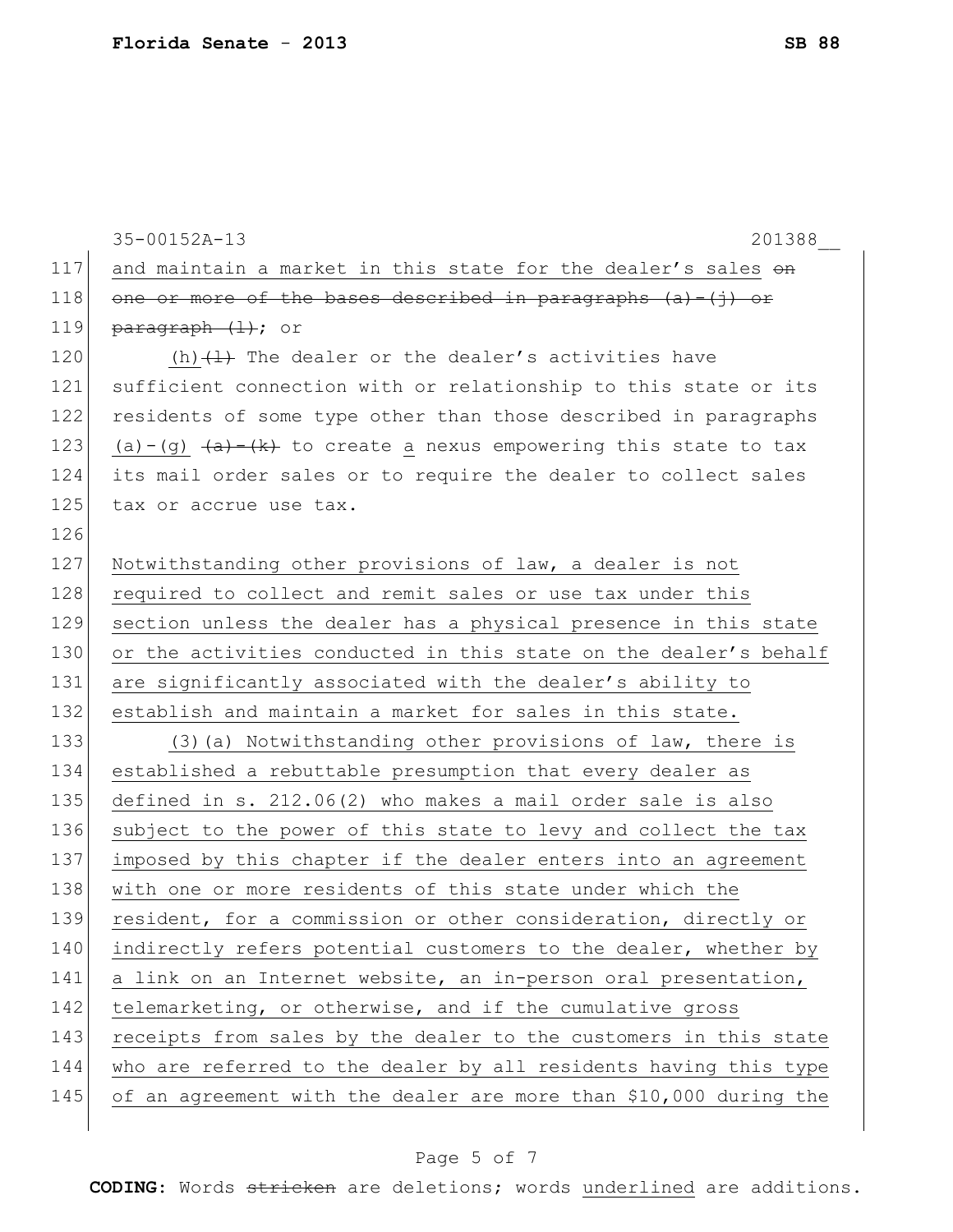and maintain a market in this state for the dealer's sales ~~on one or more of the bases described in paragraphs (a)-(j) or paragraph (l)~~; or

(h)~~(l)~~ The dealer or the dealer's activities have sufficient connection with or relationship to this state or its residents of some type other than those described in paragraphs (a)-(g) ~~(a)-(k)~~ to create a nexus empowering this state to tax its mail order sales or to require the dealer to collect sales tax or accrue use tax.

Notwithstanding other provisions of law, a dealer is not required to collect and remit sales or use tax under this section unless the dealer has a physical presence in this state or the activities conducted in this state on the dealer's behalf are significantly associated with the dealer's ability to establish and maintain a market for sales in this state.

(3)(a) Notwithstanding other provisions of law, there is established a rebuttable presumption that every dealer as defined in s. 212.06(2) who makes a mail order sale is also subject to the power of this state to levy and collect the tax imposed by this chapter if the dealer enters into an agreement with one or more residents of this state under which the resident, for a commission or other consideration, directly or indirectly refers potential customers to the dealer, whether by a link on an Internet website, an in-person oral presentation, telemarketing, or otherwise, and if the cumulative gross receipts from sales by the dealer to the customers in this state who are referred to the dealer by all residents having this type of an agreement with the dealer are more than $10,000 during the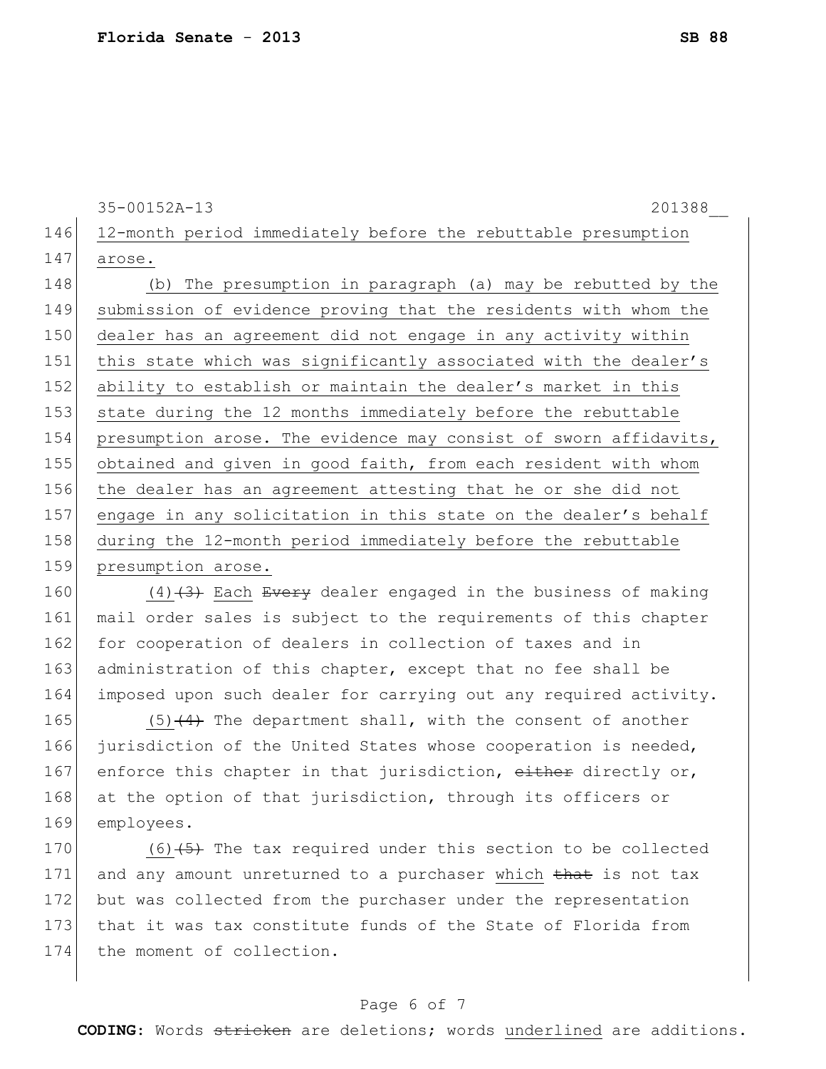35-00152A-13 201388__

146 12-month period immediately before the rebuttable presumption
147 arose.

148 (b) The presumption in paragraph (a) may be rebutted by the
149 submission of evidence proving that the residents with whom the
150 dealer has an agreement did not engage in any activity within
151 this state which was significantly associated with the dealer's
152 ability to establish or maintain the dealer's market in this
153 state during the 12 months immediately before the rebuttable
154 presumption arose. The evidence may consist of sworn affidavits,
155 obtained and given in good faith, from each resident with whom
156 the dealer has an agreement attesting that he or she did not
157 engage in any solicitation in this state on the dealer's behalf
158 during the 12-month period immediately before the rebuttable
159 presumption arose.

160 (4)~~(3)~~ Each ~~Every~~ dealer engaged in the business of making
161 mail order sales is subject to the requirements of this chapter
162 for cooperation of dealers in collection of taxes and in
163 administration of this chapter, except that no fee shall be
164 imposed upon such dealer for carrying out any required activity.

165 (5)~~(4)~~ The department shall, with the consent of another
166 jurisdiction of the United States whose cooperation is needed,
167 enforce this chapter in that jurisdiction, ~~either~~ directly or,
168 at the option of that jurisdiction, through its officers or
169 employees.

170 (6)~~(5)~~ The tax required under this section to be collected
171 and any amount unreturned to a purchaser which ~~that~~ is not tax
172 but was collected from the purchaser under the representation
173 that it was tax constitute funds of the State of Florida from
174 the moment of collection.

**CODING:** Words ~~stricken~~ are deletions; words underlined are additions.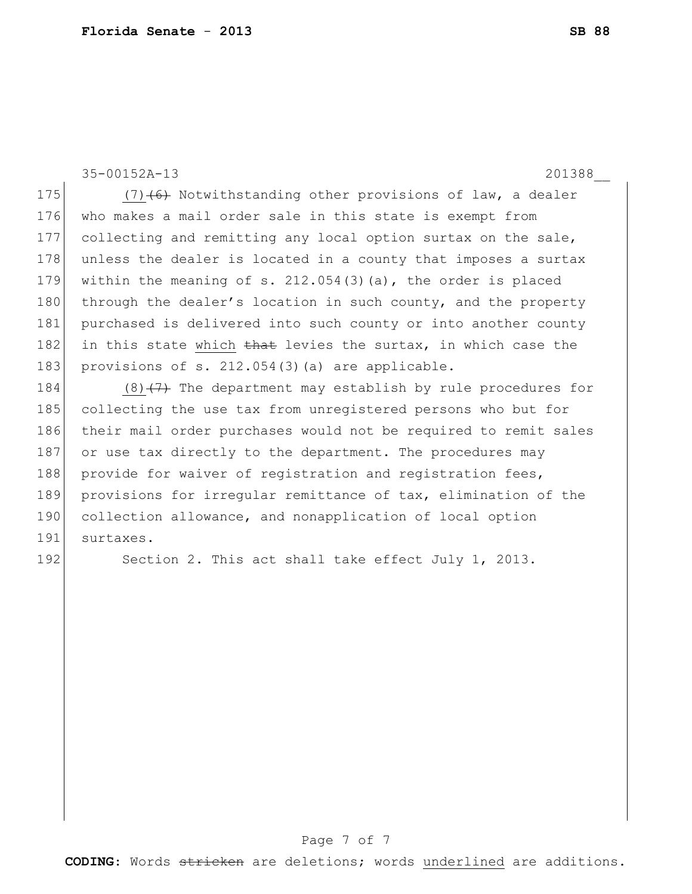35-00152A-13 201388__

175 (7)~~(6)~~ Notwithstanding other provisions of law, a dealer
176 who makes a mail order sale in this state is exempt from
177 collecting and remitting any local option surtax on the sale,
178 unless the dealer is located in a county that imposes a surtax
179 within the meaning of s. 212.054(3)(a), the order is placed
180 through the dealer's location in such county, and the property
181 purchased is delivered into such county or into another county
182 in this state <u>which</u> ~~that~~ levies the surtax, in which case the
183 provisions of s. 212.054(3)(a) are applicable.

184 <u>(8)</u>~~(7)~~ The department may establish by rule procedures for
185 collecting the use tax from unregistered persons who but for
186 their mail order purchases would not be required to remit sales
187 or use tax directly to the department. The procedures may
188 provide for waiver of registration and registration fees,
189 provisions for irregular remittance of tax, elimination of the
190 collection allowance, and nonapplication of local option
191 surtaxes.

192 Section 2. This act shall take effect July 1, 2013.

**CODING:** Words ~~stricken~~ are deletions; words <u>underlined</u> are additions.